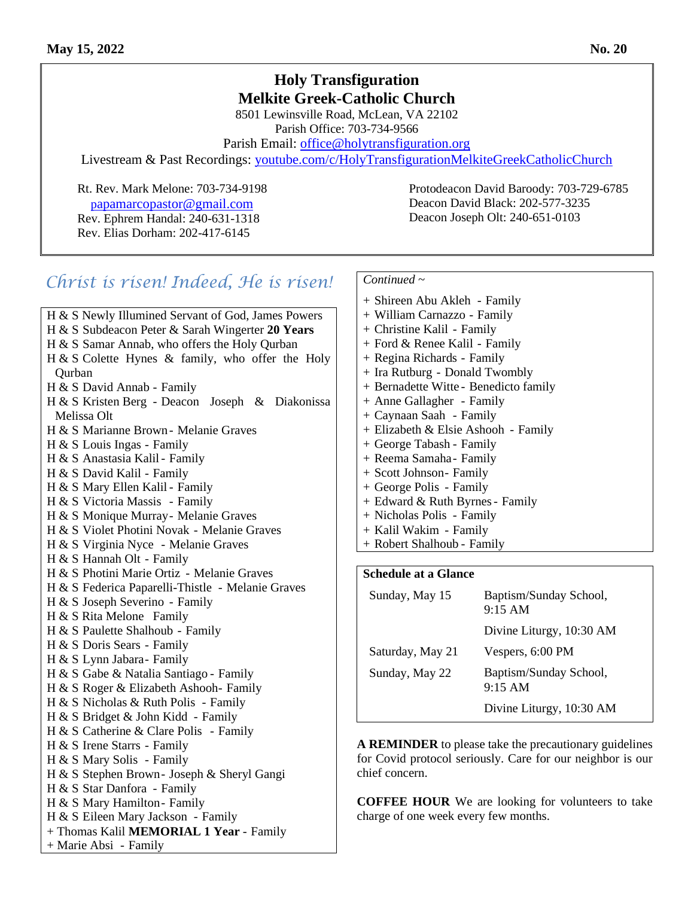May 15, 2022 No. 20

# Holy Transfiguration
# Melkite Greek-Catholic Church

8501 Lewinsville Road, McLean, VA 22102
Parish Office: 703-734-9566
Parish Email: office@holytransfiguration.org
Livestream & Past Recordings: youtube.com/c/HolyTransfigurationMelkiteGreekCatholicChurch

Rt. Rev. Mark Melone: 703-734-9198
papamarcopastor@gmail.com
Rev. Ephrem Handal: 240-631-1318
Rev. Elias Dorham: 202-417-6145

Protodeacon David Baroody: 703-729-6785
Deacon David Black: 202-577-3235
Deacon Joseph Olt: 240-651-0103

## *Christ is risen! Indeed, He is risen!*

H & S Newly Illumined Servant of God, James Powers
H & S Subdeacon Peter & Sarah Wingerter **20 Years**
H & S Samar Annab, who offers the Holy Qurban
H & S Colette Hynes & family, who offer the Holy Qurban
H & S David Annab - Family
H & S Kristen Berg - Deacon Joseph & Diakonissa Melissa Olt
H & S Marianne Brown - Melanie Graves
H & S Louis Ingas - Family
H & S Anastasia Kalil - Family
H & S David Kalil - Family
H & S Mary Ellen Kalil - Family
H & S Victoria Massis - Family
H & S Monique Murray - Melanie Graves
H & S Violet Photini Novak - Melanie Graves
H & S Virginia Nyce - Melanie Graves
H & S Hannah Olt - Family
H & S Photini Marie Ortiz - Melanie Graves
H & S Federica Paparelli-Thistle - Melanie Graves
H & S Joseph Severino - Family
H & S Rita Melone Family
H & S Paulette Shalhoub - Family
H & S Doris Sears - Family
H & S Lynn Jabara - Family
H & S Gabe & Natalia Santiago - Family
H & S Roger & Elizabeth Ashooh - Family
H & S Nicholas & Ruth Polis - Family
H & S Bridget & John Kidd - Family
H & S Catherine & Clare Polis - Family
H & S Irene Starrs - Family
H & S Mary Solis - Family
H & S Stephen Brown - Joseph & Sheryl Gangi
H & S Star Danfora - Family
H & S Mary Hamilton - Family
H & S Eileen Mary Jackson - Family
+ Thomas Kalil **MEMORIAL 1 Year** - Family
+ Marie Absi - Family

*Continued ~*

+ Shireen Abu Akleh - Family
+ William Carnazzo - Family
+ Christine Kalil - Family
+ Ford & Renee Kalil - Family
+ Regina Richards - Family
+ Ira Rutburg - Donald Twombly
+ Bernadette Witte - Benedicto family
+ Anne Gallagher - Family
+ Caynaan Saah - Family
+ Elizabeth & Elsie Ashooh - Family
+ George Tabash - Family
+ Reema Samaha - Family
+ Scott Johnson - Family
+ George Polis - Family
+ Edward & Ruth Byrnes - Family
+ Nicholas Polis - Family
+ Kalil Wakim - Family
+ Robert Shalhoub - Family

**Schedule at a Glance**

| | |
|---|---|
| Sunday, May 15 | Baptism/Sunday School, 9:15 AM |
| | Divine Liturgy, 10:30 AM |
| Saturday, May 21 | Vespers, 6:00 PM |
| Sunday, May 22 | Baptism/Sunday School, 9:15 AM |
| | Divine Liturgy, 10:30 AM |

**A REMINDER** to please take the precautionary guidelines for Covid protocol seriously. Care for our neighbor is our chief concern.

**COFFEE HOUR** We are looking for volunteers to take charge of one week every few months.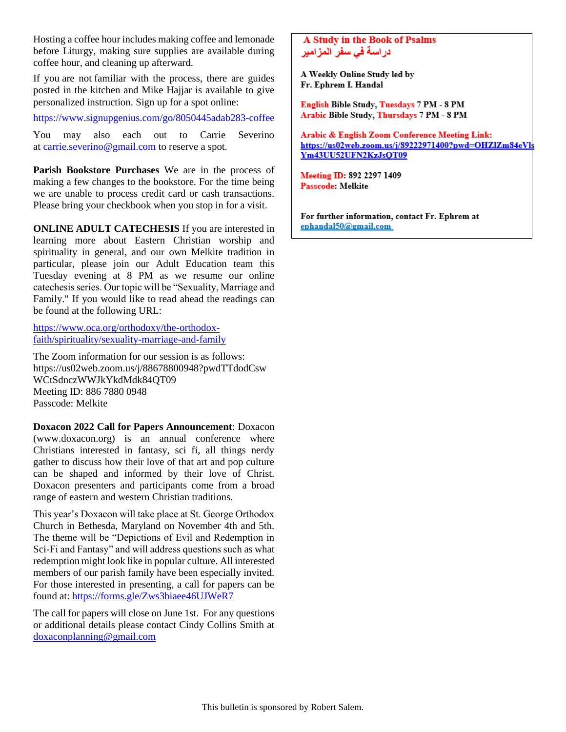Hosting a coffee hour includes making coffee and lemonade before Liturgy, making sure supplies are available during coffee hour, and cleaning up afterward.

If you are not familiar with the process, there are guides posted in the kitchen and Mike Hajjar is available to give personalized instruction. Sign up for a spot online:

https://www.signupgenius.com/go/8050445adab283-coffee

You may also each out to Carrie Severino at carrie.severino@gmail.com to reserve a spot.

**Parish Bookstore Purchases** We are in the process of making a few changes to the bookstore. For the time being we are unable to process credit card or cash transactions. Please bring your checkbook when you stop in for a visit.

**ONLINE ADULT CATECHESIS** If you are interested in learning more about Eastern Christian worship and spirituality in general, and our own Melkite tradition in particular, please join our Adult Education team this Tuesday evening at 8 PM as we resume our online catechesis series. Our topic will be "Sexuality, Marriage and Family." If you would like to read ahead the readings can be found at the following URL:

https://www.oca.org/orthodoxy/the-orthodox-faith/spirituality/sexuality-marriage-and-family

The Zoom information for our session is as follows:
https://us02web.zoom.us/j/88678800948?pwdTTdodCswWCtSdnczWWJkYkdMdk84QT09
Meeting ID: 886 7880 0948
Passcode: Melkite

**Doxacon 2022 Call for Papers Announcement**: Doxacon (www.doxacon.org) is an annual conference where Christians interested in fantasy, sci fi, all things nerdy gather to discuss how their love of that art and pop culture can be shaped and informed by their love of Christ. Doxacon presenters and participants come from a broad range of eastern and western Christian traditions.

This year's Doxacon will take place at St. George Orthodox Church in Bethesda, Maryland on November 4th and 5th. The theme will be "Depictions of Evil and Redemption in Sci-Fi and Fantasy" and will address questions such as what redemption might look like in popular culture. All interested members of our parish family have been especially invited. For those interested in presenting, a call for papers can be found at: https://forms.gle/Zws3biaee46UJWeR7

The call for papers will close on June 1st. For any questions or additional details please contact Cindy Collins Smith at doxaconplanning@gmail.com

**A Study in the Book of Psalms**
**دراسة في سفر المزامير**

**A Weekly Online Study led by**
**Fr. Ephrem I. Handal**

**English Bible Study, Tuesdays 7 PM - 8 PM**
**Arabic Bible Study, Thursdays 7 PM - 8 PM**

**Arabic & English Zoom Conference Meeting Link:**
**https://us02web.zoom.us/j/89222971400?pwd=OHZlZm84eVlsYm43UU52UFN2KzJsQT09**

**Meeting ID: 892 2297 1409**
**Passcode: Melkite**

**For further information, contact Fr. Ephrem at ephandal50@gmail.com**

This bulletin is sponsored by Robert Salem.